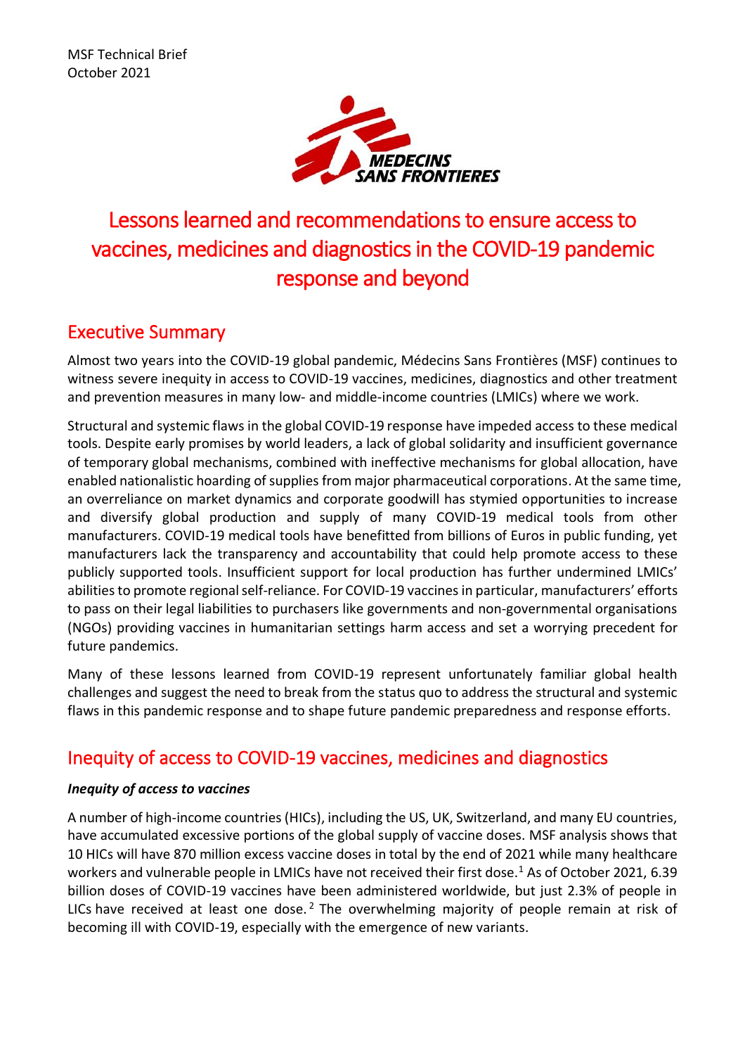MSF Technical Brief
October 2021

MEDECINS SANS FRONTIERES

# Lessons learned and recommendations to ensure access to vaccines, medicines and diagnostics in the COVID-19 pandemic response and beyond

## Executive Summary

Almost two years into the COVID-19 global pandemic, Médecins Sans Frontières (MSF) continues to witness severe inequity in access to COVID-19 vaccines, medicines, diagnostics and other treatment and prevention measures in many low- and middle-income countries (LMICs) where we work.

Structural and systemic flaws in the global COVID-19 response have impeded access to these medical tools. Despite early promises by world leaders, a lack of global solidarity and insufficient governance of temporary global mechanisms, combined with ineffective mechanisms for global allocation, have enabled nationalistic hoarding of supplies from major pharmaceutical corporations. At the same time, an overreliance on market dynamics and corporate goodwill has stymied opportunities to increase and diversify global production and supply of many COVID-19 medical tools from other manufacturers. COVID-19 medical tools have benefitted from billions of Euros in public funding, yet manufacturers lack the transparency and accountability that could help promote access to these publicly supported tools. Insufficient support for local production has further undermined LMICs' abilities to promote regional self-reliance. For COVID-19 vaccines in particular, manufacturers' efforts to pass on their legal liabilities to purchasers like governments and non-governmental organisations (NGOs) providing vaccines in humanitarian settings harm access and set a worrying precedent for future pandemics.

Many of these lessons learned from COVID-19 represent unfortunately familiar global health challenges and suggest the need to break from the status quo to address the structural and systemic flaws in this pandemic response and to shape future pandemic preparedness and response efforts.

## Inequity of access to COVID-19 vaccines, medicines and diagnostics

### *Inequity of access to vaccines*

A number of high-income countries (HICs), including the US, UK, Switzerland, and many EU countries, have accumulated excessive portions of the global supply of vaccine doses. MSF analysis shows that 10 HICs will have 870 million excess vaccine doses in total by the end of 2021 while many healthcare workers and vulnerable people in LMICs have not received their first dose.[1] As of October 2021, 6.39 billion doses of COVID-19 vaccines have been administered worldwide, but just 2.3% of people in LICs have received at least one dose.[2] The overwhelming majority of people remain at risk of becoming ill with COVID-19, especially with the emergence of new variants.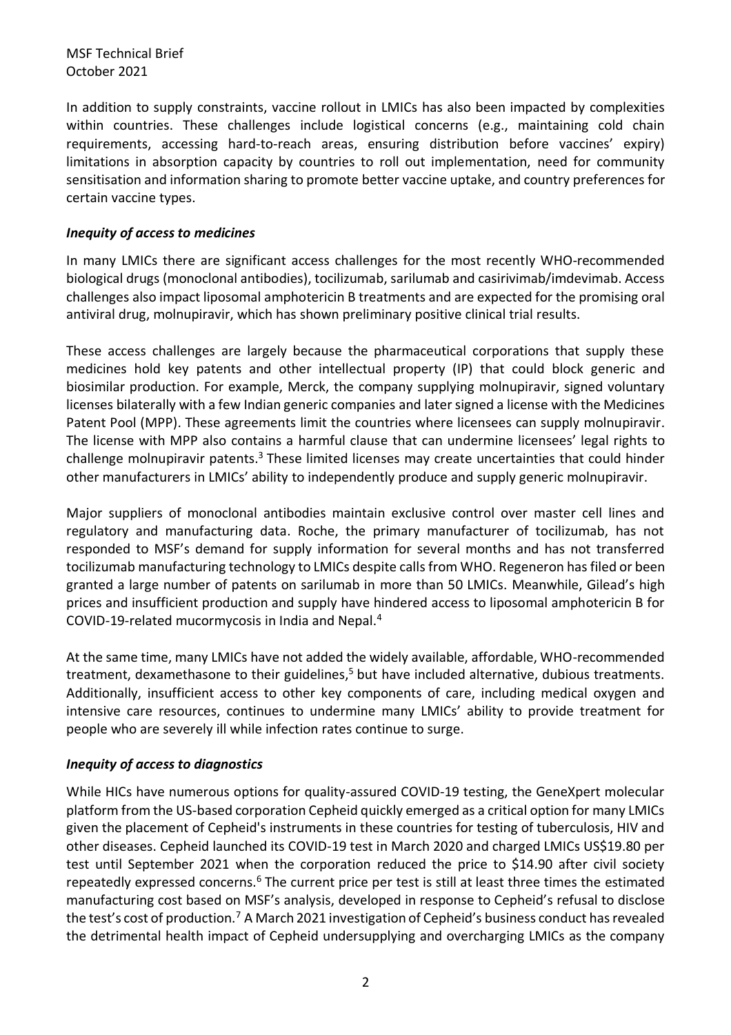In addition to supply constraints, vaccine rollout in LMICs has also been impacted by complexities within countries. These challenges include logistical concerns (e.g., maintaining cold chain requirements, accessing hard-to-reach areas, ensuring distribution before vaccines' expiry) limitations in absorption capacity by countries to roll out implementation, need for community sensitisation and information sharing to promote better vaccine uptake, and country preferences for certain vaccine types.

### *Inequity of access to medicines*

In many LMICs there are significant access challenges for the most recently WHO-recommended biological drugs (monoclonal antibodies), tocilizumab, sarilumab and casirivimab/imdevimab. Access challenges also impact liposomal amphotericin B treatments and are expected for the promising oral antiviral drug, molnupiravir, which has shown preliminary positive clinical trial results.

These access challenges are largely because the pharmaceutical corporations that supply these medicines hold key patents and other intellectual property (IP) that could block generic and biosimilar production. For example, Merck, the company supplying molnupiravir, signed voluntary licenses bilaterally with a few Indian generic companies and later signed a license with the Medicines Patent Pool (MPP). These agreements limit the countries where licensees can supply molnupiravir. The license with MPP also contains a harmful clause that can undermine licensees' legal rights to challenge molnupiravir patents.[3] These limited licenses may create uncertainties that could hinder other manufacturers in LMICs' ability to independently produce and supply generic molnupiravir.

Major suppliers of monoclonal antibodies maintain exclusive control over master cell lines and regulatory and manufacturing data. Roche, the primary manufacturer of tocilizumab, has not responded to MSF's demand for supply information for several months and has not transferred tocilizumab manufacturing technology to LMICs despite calls from WHO. Regeneron has filed or been granted a large number of patents on sarilumab in more than 50 LMICs. Meanwhile, Gilead's high prices and insufficient production and supply have hindered access to liposomal amphotericin B for COVID-19-related mucormycosis in India and Nepal.[4]

At the same time, many LMICs have not added the widely available, affordable, WHO-recommended treatment, dexamethasone to their guidelines,[5] but have included alternative, dubious treatments. Additionally, insufficient access to other key components of care, including medical oxygen and intensive care resources, continues to undermine many LMICs' ability to provide treatment for people who are severely ill while infection rates continue to surge.

### *Inequity of access to diagnostics*

While HICs have numerous options for quality-assured COVID-19 testing, the GeneXpert molecular platform from the US-based corporation Cepheid quickly emerged as a critical option for many LMICs given the placement of Cepheid's instruments in these countries for testing of tuberculosis, HIV and other diseases. Cepheid launched its COVID-19 test in March 2020 and charged LMICs US$19.80 per test until September 2021 when the corporation reduced the price to $14.90 after civil society repeatedly expressed concerns.[6] The current price per test is still at least three times the estimated manufacturing cost based on MSF's analysis, developed in response to Cepheid's refusal to disclose the test's cost of production.[7] A March 2021 investigation of Cepheid's business conduct has revealed the detrimental health impact of Cepheid undersupplying and overcharging LMICs as the company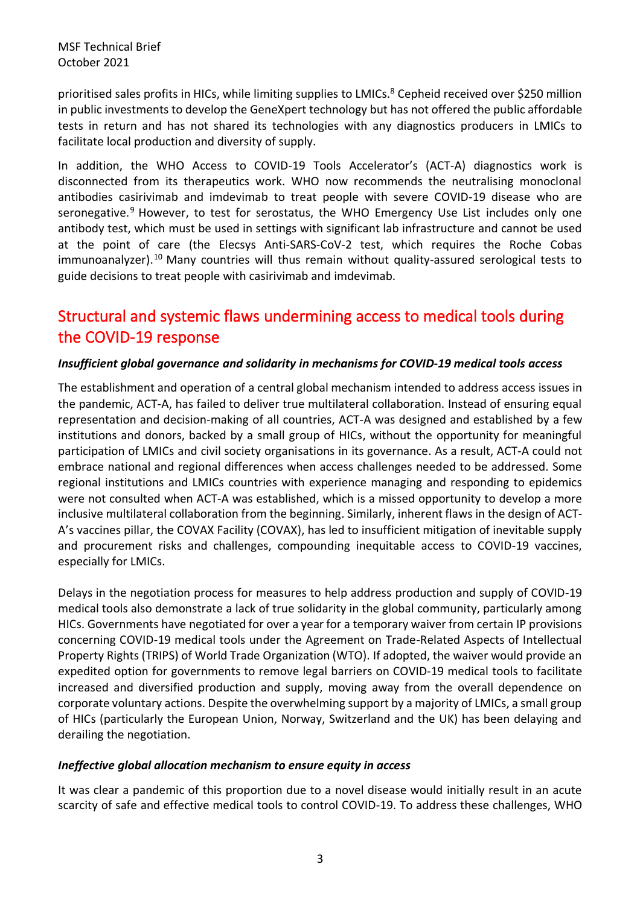prioritised sales profits in HICs, while limiting supplies to LMICs.[8] Cepheid received over $250 million in public investments to develop the GeneXpert technology but has not offered the public affordable tests in return and has not shared its technologies with any diagnostics producers in LMICs to facilitate local production and diversity of supply.

In addition, the WHO Access to COVID-19 Tools Accelerator's (ACT-A) diagnostics work is disconnected from its therapeutics work. WHO now recommends the neutralising monoclonal antibodies casirivimab and imdevimab to treat people with severe COVID-19 disease who are seronegative.[9] However, to test for serostatus, the WHO Emergency Use List includes only one antibody test, which must be used in settings with significant lab infrastructure and cannot be used at the point of care (the Elecsys Anti-SARS-CoV-2 test, which requires the Roche Cobas immunoanalyzer).[10] Many countries will thus remain without quality-assured serological tests to guide decisions to treat people with casirivimab and imdevimab.

## Structural and systemic flaws undermining access to medical tools during the COVID-19 response

### *Insufficient global governance and solidarity in mechanisms for COVID-19 medical tools access*

The establishment and operation of a central global mechanism intended to address access issues in the pandemic, ACT-A, has failed to deliver true multilateral collaboration. Instead of ensuring equal representation and decision-making of all countries, ACT-A was designed and established by a few institutions and donors, backed by a small group of HICs, without the opportunity for meaningful participation of LMICs and civil society organisations in its governance. As a result, ACT-A could not embrace national and regional differences when access challenges needed to be addressed. Some regional institutions and LMICs countries with experience managing and responding to epidemics were not consulted when ACT-A was established, which is a missed opportunity to develop a more inclusive multilateral collaboration from the beginning. Similarly, inherent flaws in the design of ACT-A's vaccines pillar, the COVAX Facility (COVAX), has led to insufficient mitigation of inevitable supply and procurement risks and challenges, compounding inequitable access to COVID-19 vaccines, especially for LMICs.

Delays in the negotiation process for measures to help address production and supply of COVID-19 medical tools also demonstrate a lack of true solidarity in the global community, particularly among HICs. Governments have negotiated for over a year for a temporary waiver from certain IP provisions concerning COVID-19 medical tools under the Agreement on Trade-Related Aspects of Intellectual Property Rights (TRIPS) of World Trade Organization (WTO). If adopted, the waiver would provide an expedited option for governments to remove legal barriers on COVID-19 medical tools to facilitate increased and diversified production and supply, moving away from the overall dependence on corporate voluntary actions. Despite the overwhelming support by a majority of LMICs, a small group of HICs (particularly the European Union, Norway, Switzerland and the UK) has been delaying and derailing the negotiation.

### *Ineffective global allocation mechanism to ensure equity in access*

It was clear a pandemic of this proportion due to a novel disease would initially result in an acute scarcity of safe and effective medical tools to control COVID-19. To address these challenges, WHO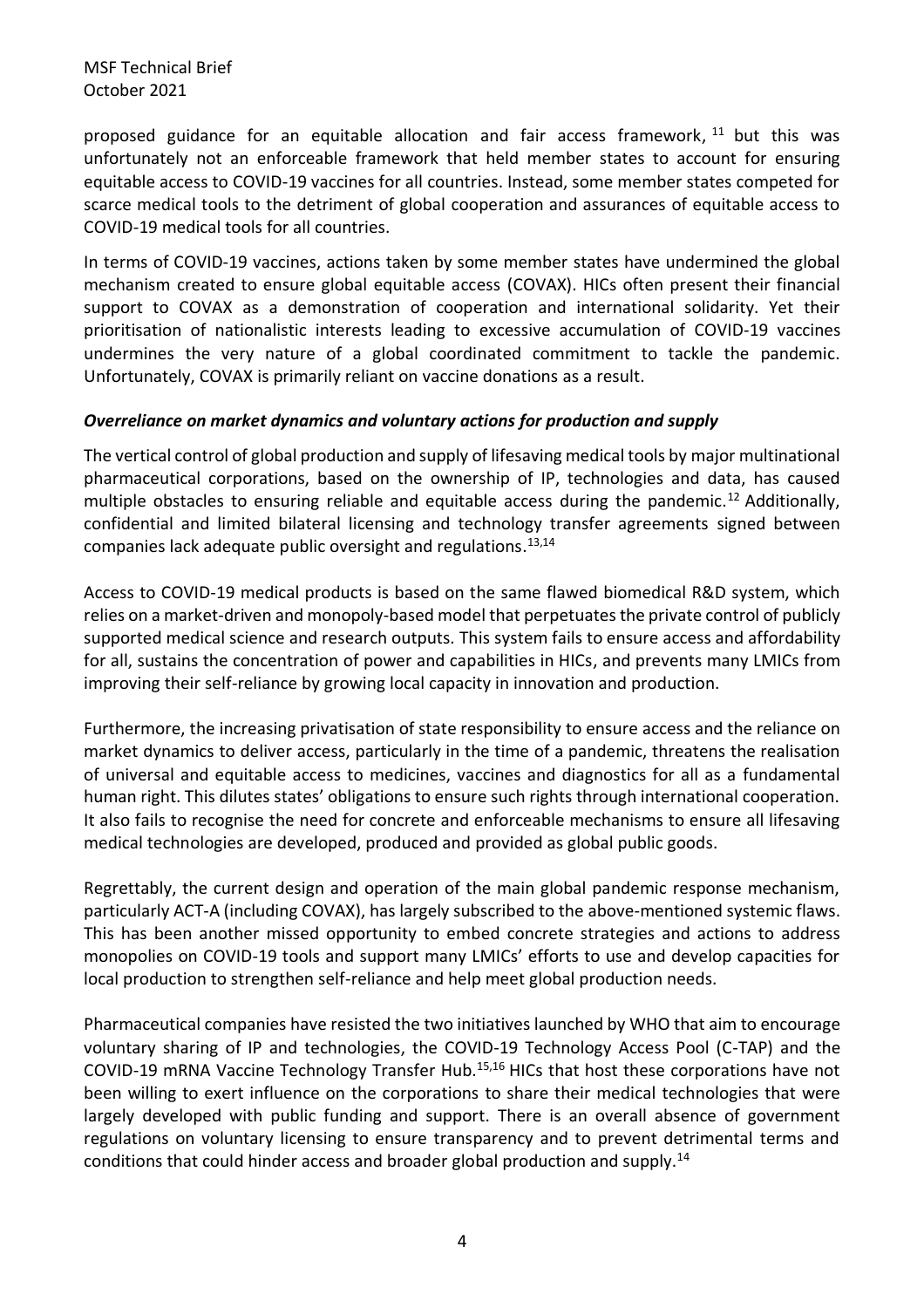proposed guidance for an equitable allocation and fair access framework, [11] but this was unfortunately not an enforceable framework that held member states to account for ensuring equitable access to COVID-19 vaccines for all countries. Instead, some member states competed for scarce medical tools to the detriment of global cooperation and assurances of equitable access to COVID-19 medical tools for all countries.

In terms of COVID-19 vaccines, actions taken by some member states have undermined the global mechanism created to ensure global equitable access (COVAX). HICs often present their financial support to COVAX as a demonstration of cooperation and international solidarity. Yet their prioritisation of nationalistic interests leading to excessive accumulation of COVID-19 vaccines undermines the very nature of a global coordinated commitment to tackle the pandemic. Unfortunately, COVAX is primarily reliant on vaccine donations as a result.

### ***Overreliance on market dynamics and voluntary actions for production and supply***

The vertical control of global production and supply of lifesaving medical tools by major multinational pharmaceutical corporations, based on the ownership of IP, technologies and data, has caused multiple obstacles to ensuring reliable and equitable access during the pandemic.[12] Additionally, confidential and limited bilateral licensing and technology transfer agreements signed between companies lack adequate public oversight and regulations.[13,14]

Access to COVID-19 medical products is based on the same flawed biomedical R&D system, which relies on a market-driven and monopoly-based model that perpetuates the private control of publicly supported medical science and research outputs. This system fails to ensure access and affordability for all, sustains the concentration of power and capabilities in HICs, and prevents many LMICs from improving their self-reliance by growing local capacity in innovation and production.

Furthermore, the increasing privatisation of state responsibility to ensure access and the reliance on market dynamics to deliver access, particularly in the time of a pandemic, threatens the realisation of universal and equitable access to medicines, vaccines and diagnostics for all as a fundamental human right. This dilutes states' obligations to ensure such rights through international cooperation. It also fails to recognise the need for concrete and enforceable mechanisms to ensure all lifesaving medical technologies are developed, produced and provided as global public goods.

Regrettably, the current design and operation of the main global pandemic response mechanism, particularly ACT-A (including COVAX), has largely subscribed to the above-mentioned systemic flaws. This has been another missed opportunity to embed concrete strategies and actions to address monopolies on COVID-19 tools and support many LMICs' efforts to use and develop capacities for local production to strengthen self-reliance and help meet global production needs.

Pharmaceutical companies have resisted the two initiatives launched by WHO that aim to encourage voluntary sharing of IP and technologies, the COVID-19 Technology Access Pool (C-TAP) and the COVID-19 mRNA Vaccine Technology Transfer Hub.[15,16] HICs that host these corporations have not been willing to exert influence on the corporations to share their medical technologies that were largely developed with public funding and support. There is an overall absence of government regulations on voluntary licensing to ensure transparency and to prevent detrimental terms and conditions that could hinder access and broader global production and supply.[14]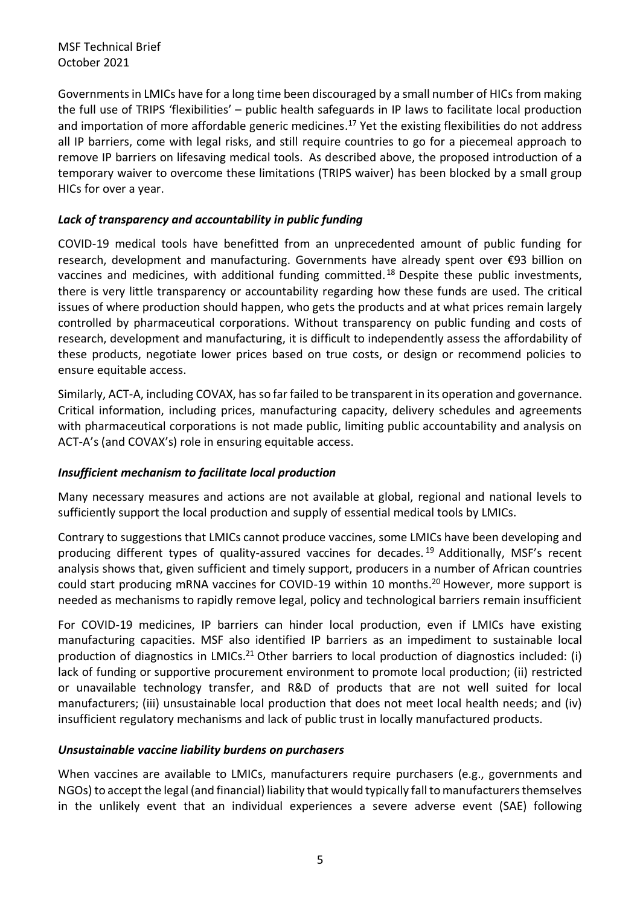Governments in LMICs have for a long time been discouraged by a small number of HICs from making the full use of TRIPS 'flexibilities' – public health safeguards in IP laws to facilitate local production and importation of more affordable generic medicines.[17] Yet the existing flexibilities do not address all IP barriers, come with legal risks, and still require countries to go for a piecemeal approach to remove IP barriers on lifesaving medical tools. As described above, the proposed introduction of a temporary waiver to overcome these limitations (TRIPS waiver) has been blocked by a small group HICs for over a year.

### *Lack of transparency and accountability in public funding*

COVID-19 medical tools have benefitted from an unprecedented amount of public funding for research, development and manufacturing. Governments have already spent over €93 billion on vaccines and medicines, with additional funding committed.[18] Despite these public investments, there is very little transparency or accountability regarding how these funds are used. The critical issues of where production should happen, who gets the products and at what prices remain largely controlled by pharmaceutical corporations. Without transparency on public funding and costs of research, development and manufacturing, it is difficult to independently assess the affordability of these products, negotiate lower prices based on true costs, or design or recommend policies to ensure equitable access.

Similarly, ACT-A, including COVAX, has so far failed to be transparent in its operation and governance. Critical information, including prices, manufacturing capacity, delivery schedules and agreements with pharmaceutical corporations is not made public, limiting public accountability and analysis on ACT-A's (and COVAX's) role in ensuring equitable access.

### *Insufficient mechanism to facilitate local production*

Many necessary measures and actions are not available at global, regional and national levels to sufficiently support the local production and supply of essential medical tools by LMICs.

Contrary to suggestions that LMICs cannot produce vaccines, some LMICs have been developing and producing different types of quality-assured vaccines for decades.[19] Additionally, MSF's recent analysis shows that, given sufficient and timely support, producers in a number of African countries could start producing mRNA vaccines for COVID-19 within 10 months.[20] However, more support is needed as mechanisms to rapidly remove legal, policy and technological barriers remain insufficient

For COVID-19 medicines, IP barriers can hinder local production, even if LMICs have existing manufacturing capacities. MSF also identified IP barriers as an impediment to sustainable local production of diagnostics in LMICs.[21] Other barriers to local production of diagnostics included: (i) lack of funding or supportive procurement environment to promote local production; (ii) restricted or unavailable technology transfer, and R&D of products that are not well suited for local manufacturers; (iii) unsustainable local production that does not meet local health needs; and (iv) insufficient regulatory mechanisms and lack of public trust in locally manufactured products.

### *Unsustainable vaccine liability burdens on purchasers*

When vaccines are available to LMICs, manufacturers require purchasers (e.g., governments and NGOs) to accept the legal (and financial) liability that would typically fall to manufacturers themselves in the unlikely event that an individual experiences a severe adverse event (SAE) following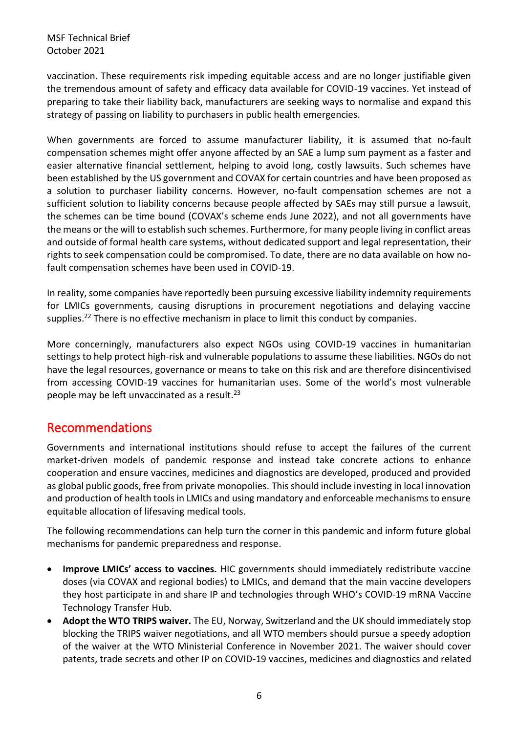vaccination. These requirements risk impeding equitable access and are no longer justifiable given the tremendous amount of safety and efficacy data available for COVID-19 vaccines. Yet instead of preparing to take their liability back, manufacturers are seeking ways to normalise and expand this strategy of passing on liability to purchasers in public health emergencies.

When governments are forced to assume manufacturer liability, it is assumed that no-fault compensation schemes might offer anyone affected by an SAE a lump sum payment as a faster and easier alternative financial settlement, helping to avoid long, costly lawsuits. Such schemes have been established by the US government and COVAX for certain countries and have been proposed as a solution to purchaser liability concerns. However, no-fault compensation schemes are not a sufficient solution to liability concerns because people affected by SAEs may still pursue a lawsuit, the schemes can be time bound (COVAX's scheme ends June 2022), and not all governments have the means or the will to establish such schemes. Furthermore, for many people living in conflict areas and outside of formal health care systems, without dedicated support and legal representation, their rights to seek compensation could be compromised. To date, there are no data available on how no-fault compensation schemes have been used in COVID-19.

In reality, some companies have reportedly been pursuing excessive liability indemnity requirements for LMICs governments, causing disruptions in procurement negotiations and delaying vaccine supplies.[22] There is no effective mechanism in place to limit this conduct by companies.

More concerningly, manufacturers also expect NGOs using COVID-19 vaccines in humanitarian settings to help protect high-risk and vulnerable populations to assume these liabilities. NGOs do not have the legal resources, governance or means to take on this risk and are therefore disincentivised from accessing COVID-19 vaccines for humanitarian uses. Some of the world's most vulnerable people may be left unvaccinated as a result.[23]

## Recommendations

Governments and international institutions should refuse to accept the failures of the current market-driven models of pandemic response and instead take concrete actions to enhance cooperation and ensure vaccines, medicines and diagnostics are developed, produced and provided as global public goods, free from private monopolies. This should include investing in local innovation and production of health tools in LMICs and using mandatory and enforceable mechanisms to ensure equitable allocation of lifesaving medical tools.

The following recommendations can help turn the corner in this pandemic and inform future global mechanisms for pandemic preparedness and response.

- **Improve LMICs' access to vaccines.** HIC governments should immediately redistribute vaccine doses (via COVAX and regional bodies) to LMICs, and demand that the main vaccine developers they host participate in and share IP and technologies through WHO's COVID-19 mRNA Vaccine Technology Transfer Hub.
- **Adopt the WTO TRIPS waiver.** The EU, Norway, Switzerland and the UK should immediately stop blocking the TRIPS waiver negotiations, and all WTO members should pursue a speedy adoption of the waiver at the WTO Ministerial Conference in November 2021. The waiver should cover patents, trade secrets and other IP on COVID-19 vaccines, medicines and diagnostics and related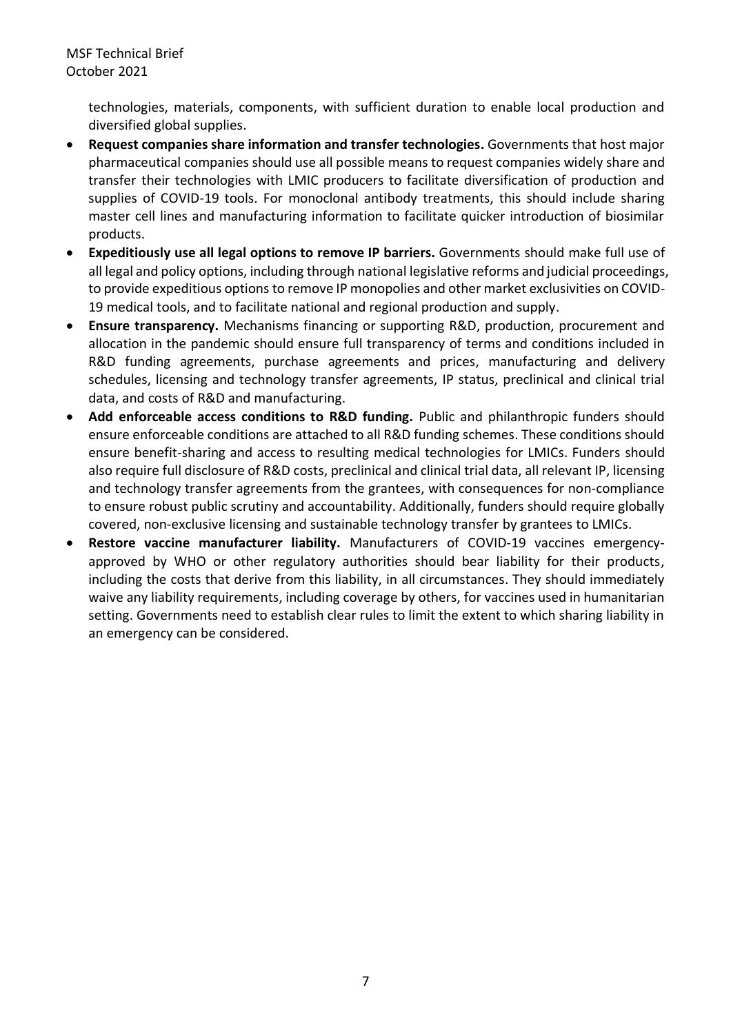technologies, materials, components, with sufficient duration to enable local production and diversified global supplies.

- **Request companies share information and transfer technologies.** Governments that host major pharmaceutical companies should use all possible means to request companies widely share and transfer their technologies with LMIC producers to facilitate diversification of production and supplies of COVID-19 tools. For monoclonal antibody treatments, this should include sharing master cell lines and manufacturing information to facilitate quicker introduction of biosimilar products.
- **Expeditiously use all legal options to remove IP barriers.** Governments should make full use of all legal and policy options, including through national legislative reforms and judicial proceedings, to provide expeditious options to remove IP monopolies and other market exclusivities on COVID-19 medical tools, and to facilitate national and regional production and supply.
- **Ensure transparency.** Mechanisms financing or supporting R&D, production, procurement and allocation in the pandemic should ensure full transparency of terms and conditions included in R&D funding agreements, purchase agreements and prices, manufacturing and delivery schedules, licensing and technology transfer agreements, IP status, preclinical and clinical trial data, and costs of R&D and manufacturing.
- **Add enforceable access conditions to R&D funding.** Public and philanthropic funders should ensure enforceable conditions are attached to all R&D funding schemes. These conditions should ensure benefit-sharing and access to resulting medical technologies for LMICs. Funders should also require full disclosure of R&D costs, preclinical and clinical trial data, all relevant IP, licensing and technology transfer agreements from the grantees, with consequences for non-compliance to ensure robust public scrutiny and accountability. Additionally, funders should require globally covered, non-exclusive licensing and sustainable technology transfer by grantees to LMICs.
- **Restore vaccine manufacturer liability.** Manufacturers of COVID-19 vaccines emergency-approved by WHO or other regulatory authorities should bear liability for their products, including the costs that derive from this liability, in all circumstances. They should immediately waive any liability requirements, including coverage by others, for vaccines used in humanitarian setting. Governments need to establish clear rules to limit the extent to which sharing liability in an emergency can be considered.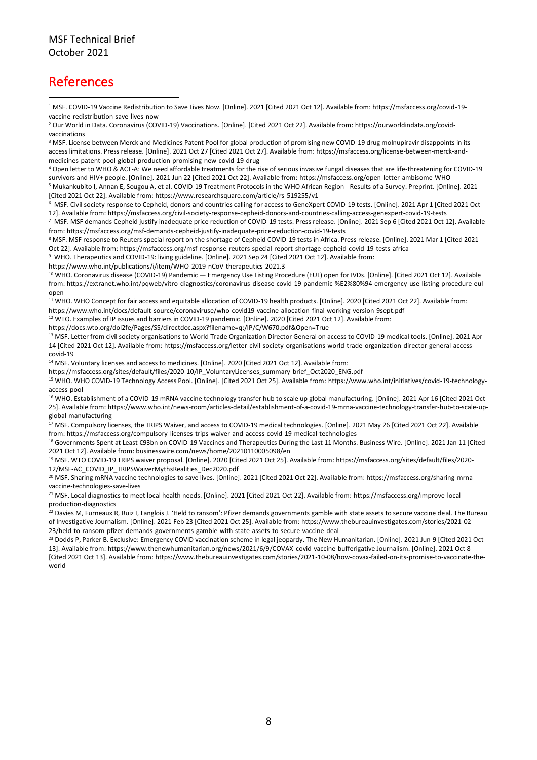# References

[1] MSF. COVID-19 Vaccine Redistribution to Save Lives Now. [Online]. 2021 [Cited 2021 Oct 12]. Available from: https://msfaccess.org/covid-19-vaccine-redistribution-save-lives-now

[2] Our World in Data. Coronavirus (COVID-19) Vaccinations. [Online]. [Cited 2021 Oct 22]. Available from: https://ourworldindata.org/covid-vaccinations

[3] MSF. License between Merck and Medicines Patent Pool for global production of promising new COVID-19 drug molnupiravir disappoints in its access limitations. Press release. [Online]. 2021 Oct 27 [Cited 2021 Oct 27]. Available from: https://msfaccess.org/license-between-merck-and-medicines-patent-pool-global-production-promising-new-covid-19-drug

[4] Open letter to WHO & ACT-A: We need affordable treatments for the rise of serious invasive fungal diseases that are life-threatening for COVID-19 survivors and HIV+ people. [Online]. 2021 Jun 22 [Cited 2021 Oct 22]. Available from: https://msfaccess.org/open-letter-ambisome-WHO

[5] Mukankubito I, Annan E, Sougou A, et al. COVID-19 Treatment Protocols in the WHO African Region - Results of a Survey. Preprint. [Online]. 2021 [Cited 2021 Oct 22]. Available from: https://www.researchsquare.com/article/rs-519255/v1

[6] MSF. Civil society response to Cepheid, donors and countries calling for access to GeneXpert COVID-19 tests. [Online]. 2021 Apr 1 [Cited 2021 Oct 12]. Available from: https://msfaccess.org/civil-society-response-cepheid-donors-and-countries-calling-access-genexpert-covid-19-tests

[7] MSF. MSF demands Cepheid justify inadequate price reduction of COVID-19 tests. Press release. [Online]. 2021 Sep 6 [Cited 2021 Oct 12]. Available from: https://msfaccess.org/msf-demands-cepheid-justify-inadequate-price-reduction-covid-19-tests

[8] MSF. MSF response to Reuters special report on the shortage of Cepheid COVID-19 tests in Africa. Press release. [Online]. 2021 Mar 1 [Cited 2021 Oct 22]. Available from: https://msfaccess.org/msf-response-reuters-special-report-shortage-cepheid-covid-19-tests-africa

[9] WHO. Therapeutics and COVID-19: living guideline. [Online]. 2021 Sep 24 [Cited 2021 Oct 12]. Available from: https://www.who.int/publications/i/item/WHO-2019-nCoV-therapeutics-2021.3

[10] WHO. Coronavirus disease (COVID-19) Pandemic — Emergency Use Listing Procedure (EUL) open for IVDs. [Online]. [Cited 2021 Oct 12]. Available from: https://extranet.who.int/pqweb/vitro-diagnostics/coronavirus-disease-covid-19-pandemic-%E2%80%94-emergency-use-listing-procedure-eul-open

[11] WHO. WHO Concept for fair access and equitable allocation of COVID-19 health products. [Online]. 2020 [Cited 2021 Oct 22]. Available from: https://www.who.int/docs/default-source/coronaviruse/who-covid19-vaccine-allocation-final-working-version-9sept.pdf

[12] WTO. Examples of IP issues and barriers in COVID-19 pandemic. [Online]. 2020 [Cited 2021 Oct 12]. Available from: https://docs.wto.org/dol2fe/Pages/SS/directdoc.aspx?filename=q:/IP/C/W670.pdf&Open=True

[13] MSF. Letter from civil society organisations to World Trade Organization Director General on access to COVID-19 medical tools. [Online]. 2021 Apr 14 [Cited 2021 Oct 12]. Available from: https://msfaccess.org/letter-civil-society-organisations-world-trade-organization-director-general-access-covid-19

[14] MSF. Voluntary licenses and access to medicines. [Online]. 2020 [Cited 2021 Oct 12]. Available from: https://msfaccess.org/sites/default/files/2020-10/IP_VoluntaryLicenses_summary-brief_Oct2020_ENG.pdf

[15] WHO. WHO COVID-19 Technology Access Pool. [Online]. [Cited 2021 Oct 25]. Available from: https://www.who.int/initiatives/covid-19-technology-access-pool

[16] WHO. Establishment of a COVID-19 mRNA vaccine technology transfer hub to scale up global manufacturing. [Online]. 2021 Apr 16 [Cited 2021 Oct 25]. Available from: https://www.who.int/news-room/articles-detail/establishment-of-a-covid-19-mrna-vaccine-technology-transfer-hub-to-scale-up-global-manufacturing

[17] MSF. Compulsory licenses, the TRIPS Waiver, and access to COVID-19 medical technologies. [Online]. 2021 May 26 [Cited 2021 Oct 22]. Available from: https://msfaccess.org/compulsory-licenses-trips-waiver-and-access-covid-19-medical-technologies

[18] Governments Spent at Least €93bn on COVID-19 Vaccines and Therapeutics During the Last 11 Months. Business Wire. [Online]. 2021 Jan 11 [Cited 2021 Oct 12]. Available from: businesswire.com/news/home/20210110005098/en

[19] MSF. WTO COVID-19 TRIPS waiver proposal. [Online]. 2020 [Cited 2021 Oct 25]. Available from: https://msfaccess.org/sites/default/files/2020-12/MSF-AC_COVID_IP_TRIPSWaiverMythsRealities_Dec2020.pdf

[20] MSF. Sharing mRNA vaccine technologies to save lives. [Online]. 2021 [Cited 2021 Oct 22]. Available from: https://msfaccess.org/sharing-mrna-vaccine-technologies-save-lives

[21] MSF. Local diagnostics to meet local health needs. [Online]. 2021 [Cited 2021 Oct 22]. Available from: https://msfaccess.org/improve-local-production-diagnostics

[22] Davies M, Furneaux R, Ruiz I, Langlois J. 'Held to ransom': Pfizer demands governments gamble with state assets to secure vaccine deal. The Bureau of Investigative Journalism. [Online]. 2021 Feb 23 [Cited 2021 Oct 25]. Available from: https://www.thebureauinvestigates.com/stories/2021-02-23/held-to-ransom-pfizer-demands-governments-gamble-with-state-assets-to-secure-vaccine-deal

[23] Dodds P, Parker B. Exclusive: Emergency COVID vaccination scheme in legal jeopardy. The New Humanitarian. [Online]. 2021 Jun 9 [Cited 2021 Oct 13]. Available from: https://www.thenewhumanitarian.org/news/2021/6/9/COVAX-covid-vaccine-bufferigative Journalism. [Online]. 2021 Oct 8 [Cited 2021 Oct 13]. Available from: https://www.thebureauinvestigates.com/stories/2021-10-08/how-covax-failed-on-its-promise-to-vaccinate-the-world